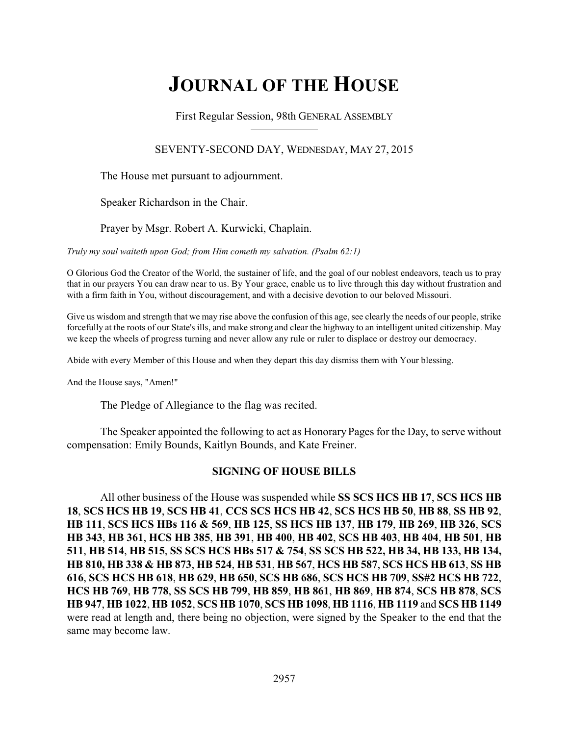# JOURNAL OF THE HOUSE

First Regular Session, 98th GENERAL ASSEMBLY

SEVENTY-SECOND DAY, WEDNESDAY, MAY 27, 2015

The House met pursuant to adjournment.

Speaker Richardson in the Chair.

Prayer by Msgr. Robert A. Kurwicki, Chaplain.

*Truly my soul waiteth upon God; from Him cometh my salvation. (Psalm 62:1)*

O Glorious God the Creator of the World, the sustainer of life, and the goal of our noblest endeavors, teach us to pray that in our prayers You can draw near to us. By Your grace, enable us to live through this day without frustration and with a firm faith in You, without discouragement, and with a decisive devotion to our beloved Missouri.

Give us wisdom and strength that we may rise above the confusion of this age, see clearly the needs of our people, strike forcefully at the roots of our State's ills, and make strong and clear the highway to an intelligent united citizenship. May we keep the wheels of progress turning and never allow any rule or ruler to displace or destroy our democracy.

Abide with every Member of this House and when they depart this day dismiss them with Your blessing.

And the House says, "Amen!"

The Pledge of Allegiance to the flag was recited.

The Speaker appointed the following to act as Honorary Pages for the Day, to serve without compensation: Emily Bounds, Kaitlyn Bounds, and Kate Freiner.

## SIGNING OF HOUSE BILLS

All other business of the House was suspended while **SS SCS HCS HB 17**, **SCS HCS HB 18**, **SCS HCS HB 19**, **SCS HB 41**, **CCS SCS HCS HB 42**, **SCS HCS HB 50**, **HB 88**, **SS HB 92**, **HB 111**, **SCS HCS HBs 116 & 569**, **HB 125**, **SS HCS HB 137**, **HB 179**, **HB 269**, **HB 326**, **SCS HB 343**, **HB 361**, **HCS HB 385**, **HB 391**, **HB 400**, **HB 402**, **SCS HB 403**, **HB 404**, **HB 501**, **HB 511**, **HB 514**, **HB 515**, **SS SCS HCS HBs 517 & 754**, **SS SCS HB 522, HB 34, HB 133, HB 134, HB 810, HB 338 & HB 873**, **HB 524**, **HB 531**, **HB 567**, **HCS HB 587**, **SCS HCS HB 613**, **SS HB 616**, **SCS HCS HB 618**, **HB 629**, **HB 650**, **SCS HB 686**, **SCS HCS HB 709**, **SS#2 HCS HB 722**, **HCS HB 769**, **HB 778**, **SS SCS HB 799**, **HB 859**, **HB 861**, **HB 869**, **HB 874**, **SCS HB 878**, **SCS HB 947**, **HB 1022**, **HB 1052**, **SCS HB 1070**, **SCS HB 1098**, **HB 1116**, **HB 1119** and **SCS HB 1149** were read at length and, there being no objection, were signed by the Speaker to the end that the same may become law.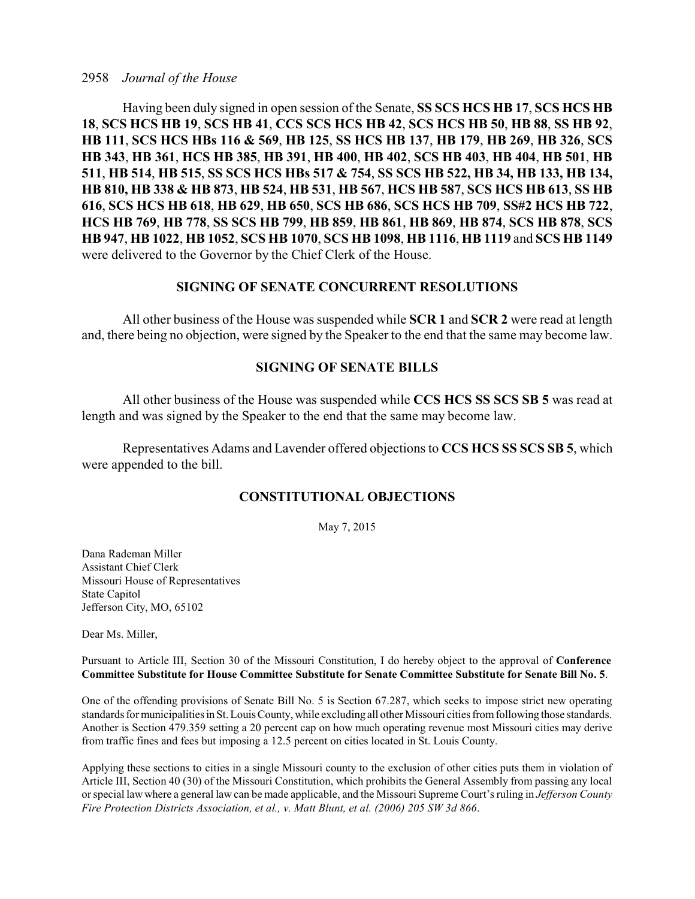Having been duly signed in open session of the Senate, **SS SCS HCS HB 17**, **SCS HCS HB 18**, **SCS HCS HB 19**, **SCS HB 41**, **CCS SCS HCS HB 42**, **SCS HCS HB 50**, **HB 88**, **SS HB 92**, **HB 111**, **SCS HCS HBs 116 & 569**, **HB 125**, **SS HCS HB 137**, **HB 179**, **HB 269**, **HB 326**, **SCS HB 343**, **HB 361**, **HCS HB 385**, **HB 391**, **HB 400**, **HB 402**, **SCS HB 403**, **HB 404**, **HB 501**, **HB 511**, **HB 514**, **HB 515**, **SS SCS HCS HBs 517 & 754**, **SS SCS HB 522, HB 34, HB 133, HB 134, HB 810, HB 338 & HB 873**, **HB 524**, **HB 531**, **HB 567**, **HCS HB 587**, **SCS HCS HB 613**, **SS HB 616**, **SCS HCS HB 618**, **HB 629**, **HB 650**, **SCS HB 686**, **SCS HCS HB 709**, **SS#2 HCS HB 722**, **HCS HB 769**, **HB 778**, **SS SCS HB 799**, **HB 859**, **HB 861**, **HB 869**, **HB 874**, **SCS HB 878**, **SCS HB 947**, **HB 1022**, **HB 1052**, **SCS HB 1070**, **SCS HB 1098**, **HB 1116**, **HB 1119** and **SCS HB 1149** were delivered to the Governor by the Chief Clerk of the House.

## SIGNING OF SENATE CONCURRENT RESOLUTIONS

All other business of the House was suspended while **SCR 1** and **SCR 2** were read at length and, there being no objection, were signed by the Speaker to the end that the same may become law.

## SIGNING OF SENATE BILLS

All other business of the House was suspended while **CCS HCS SS SCS SB 5** was read at length and was signed by the Speaker to the end that the same may become law.

Representatives Adams and Lavender offered objections to **CCS HCS SS SCS SB 5**, which were appended to the bill.

## CONSTITUTIONAL OBJECTIONS

May 7, 2015

Dana Rademan Miller
Assistant Chief Clerk
Missouri House of Representatives
State Capitol
Jefferson City, MO, 65102

Dear Ms. Miller,

Pursuant to Article III, Section 30 of the Missouri Constitution, I do hereby object to the approval of **Conference Committee Substitute for House Committee Substitute for Senate Committee Substitute for Senate Bill No. 5**.

One of the offending provisions of Senate Bill No. 5 is Section 67.287, which seeks to impose strict new operating standards for municipalities in St. Louis County, while excluding all other Missouri cities from following those standards. Another is Section 479.359 setting a 20 percent cap on how much operating revenue most Missouri cities may derive from traffic fines and fees but imposing a 12.5 percent on cities located in St. Louis County.

Applying these sections to cities in a single Missouri county to the exclusion of other cities puts them in violation of Article III, Section 40 (30) of the Missouri Constitution, which prohibits the General Assembly from passing any local or special law where a general law can be made applicable, and the Missouri Supreme Court's ruling in *Jefferson County Fire Protection Districts Association, et al., v. Matt Blunt, et al. (2006) 205 SW 3d 866*.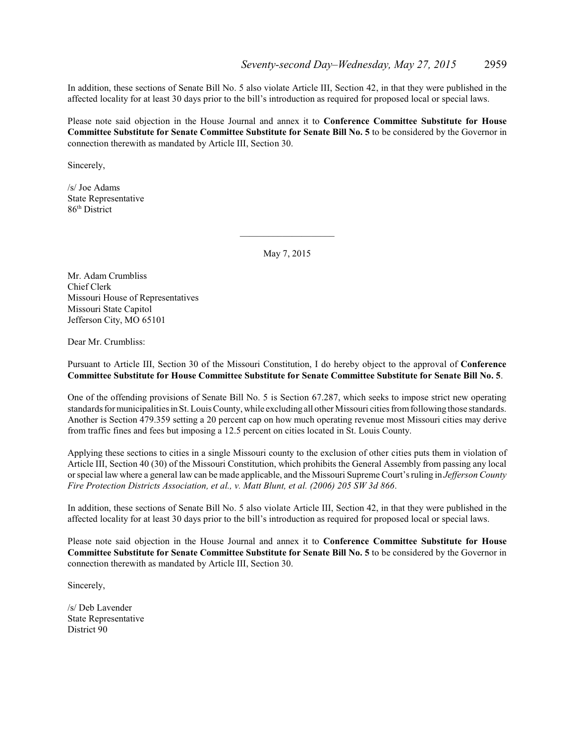In addition, these sections of Senate Bill No. 5 also violate Article III, Section 42, in that they were published in the affected locality for at least 30 days prior to the bill's introduction as required for proposed local or special laws.

Please note said objection in the House Journal and annex it to **Conference Committee Substitute for House Committee Substitute for Senate Committee Substitute for Senate Bill No. 5** to be considered by the Governor in connection therewith as mandated by Article III, Section 30.

Sincerely,

/s/ Joe Adams
State Representative
86th District

---

May 7, 2015

Mr. Adam Crumbliss
Chief Clerk
Missouri House of Representatives
Missouri State Capitol
Jefferson City, MO 65101

Dear Mr. Crumbliss:

Pursuant to Article III, Section 30 of the Missouri Constitution, I do hereby object to the approval of **Conference Committee Substitute for House Committee Substitute for Senate Committee Substitute for Senate Bill No. 5**.

One of the offending provisions of Senate Bill No. 5 is Section 67.287, which seeks to impose strict new operating standards for municipalities in St. Louis County, while excluding all other Missouri cities from following those standards. Another is Section 479.359 setting a 20 percent cap on how much operating revenue most Missouri cities may derive from traffic fines and fees but imposing a 12.5 percent on cities located in St. Louis County.

Applying these sections to cities in a single Missouri county to the exclusion of other cities puts them in violation of Article III, Section 40 (30) of the Missouri Constitution, which prohibits the General Assembly from passing any local or special law where a general law can be made applicable, and the Missouri Supreme Court's ruling in *Jefferson County Fire Protection Districts Association, et al., v. Matt Blunt, et al. (2006) 205 SW 3d 866*.

In addition, these sections of Senate Bill No. 5 also violate Article III, Section 42, in that they were published in the affected locality for at least 30 days prior to the bill's introduction as required for proposed local or special laws.

Please note said objection in the House Journal and annex it to **Conference Committee Substitute for House Committee Substitute for Senate Committee Substitute for Senate Bill No. 5** to be considered by the Governor in connection therewith as mandated by Article III, Section 30.

Sincerely,

/s/ Deb Lavender
State Representative
District 90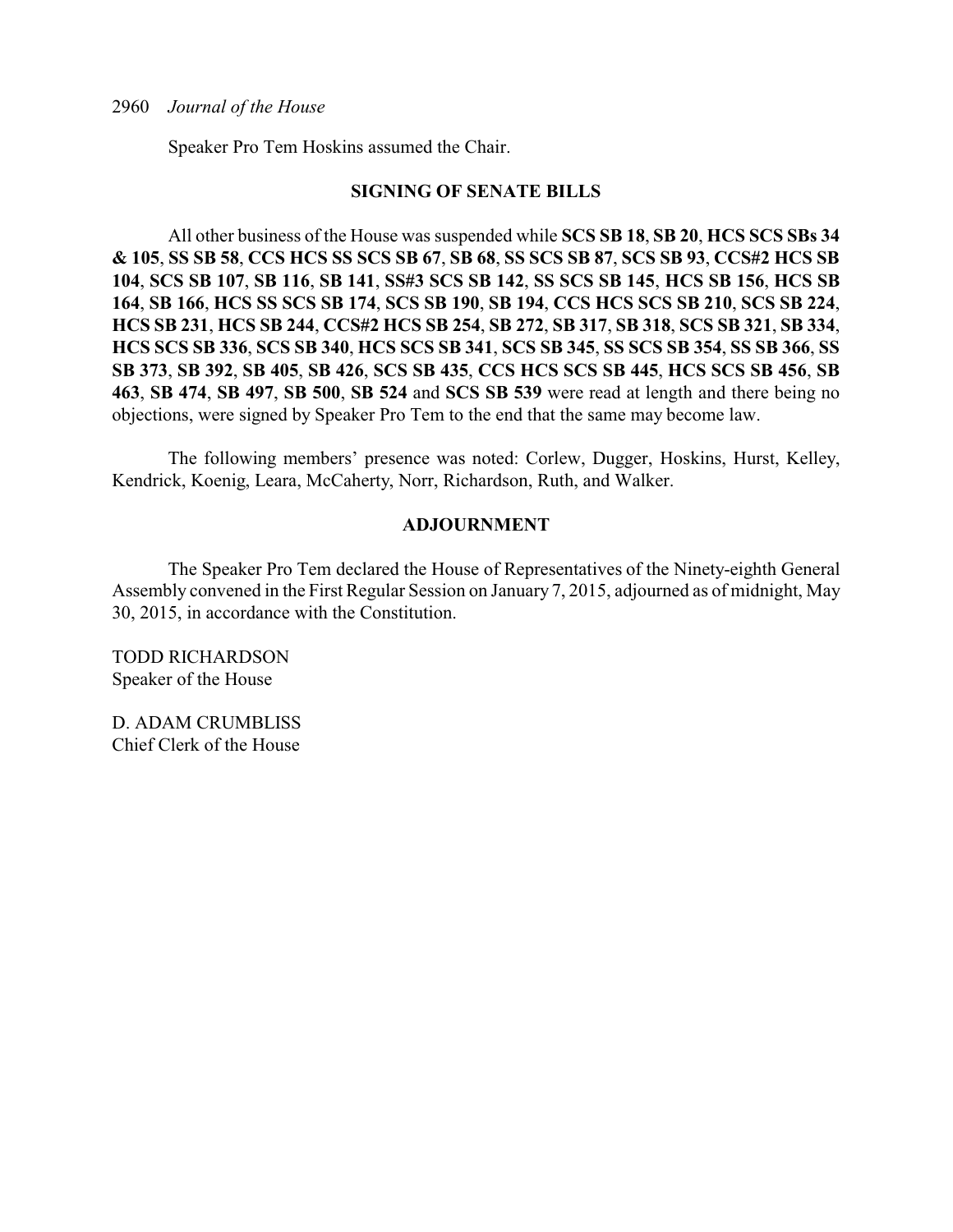Speaker Pro Tem Hoskins assumed the Chair.

## SIGNING OF SENATE BILLS

All other business of the House was suspended while **SCS SB 18**, **SB 20**, **HCS SCS SBs 34 & 105**, **SS SB 58**, **CCS HCS SS SCS SB 67**, **SB 68**, **SS SCS SB 87**, **SCS SB 93**, **CCS#2 HCS SB 104**, **SCS SB 107**, **SB 116**, **SB 141**, **SS#3 SCS SB 142**, **SS SCS SB 145**, **HCS SB 156**, **HCS SB 164**, **SB 166**, **HCS SS SCS SB 174**, **SCS SB 190**, **SB 194**, **CCS HCS SCS SB 210**, **SCS SB 224**, **HCS SB 231**, **HCS SB 244**, **CCS#2 HCS SB 254**, **SB 272**, **SB 317**, **SB 318**, **SCS SB 321**, **SB 334**, **HCS SCS SB 336**, **SCS SB 340**, **HCS SCS SB 341**, **SCS SB 345**, **SS SCS SB 354**, **SS SB 366**, **SS SB 373**, **SB 392**, **SB 405**, **SB 426**, **SCS SB 435**, **CCS HCS SCS SB 445**, **HCS SCS SB 456**, **SB 463**, **SB 474**, **SB 497**, **SB 500**, **SB 524** and **SCS SB 539** were read at length and there being no objections, were signed by Speaker Pro Tem to the end that the same may become law.

The following members' presence was noted: Corlew, Dugger, Hoskins, Hurst, Kelley, Kendrick, Koenig, Leara, McCaherty, Norr, Richardson, Ruth, and Walker.

## ADJOURNMENT

The Speaker Pro Tem declared the House of Representatives of the Ninety-eighth General Assembly convened in the First Regular Session on January 7, 2015, adjourned as of midnight, May 30, 2015, in accordance with the Constitution.

TODD RICHARDSON
Speaker of the House

D. ADAM CRUMBLISS
Chief Clerk of the House